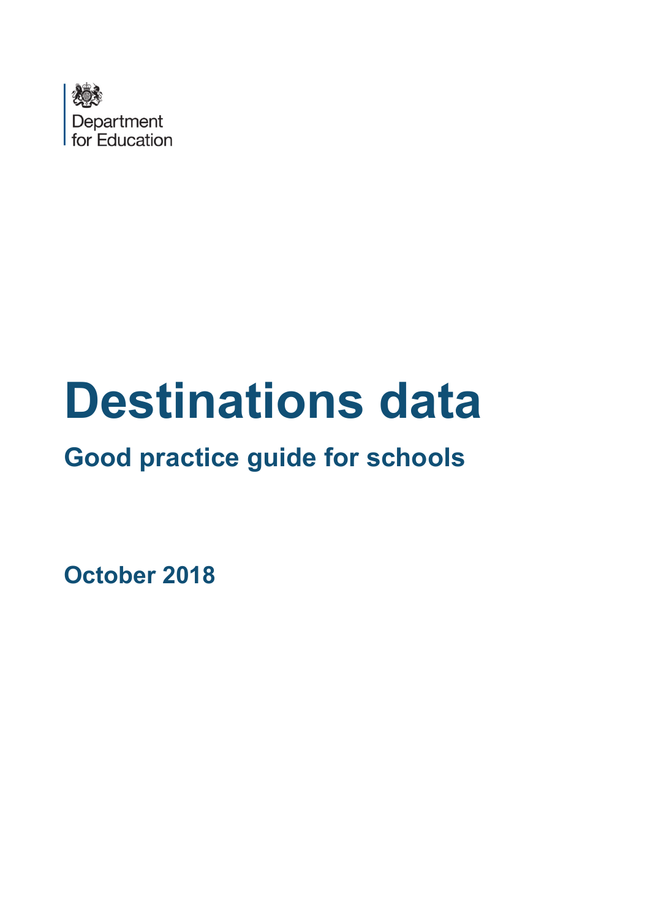Department for Education

# Destinations data

## Good practice guide for schools

**October 2018**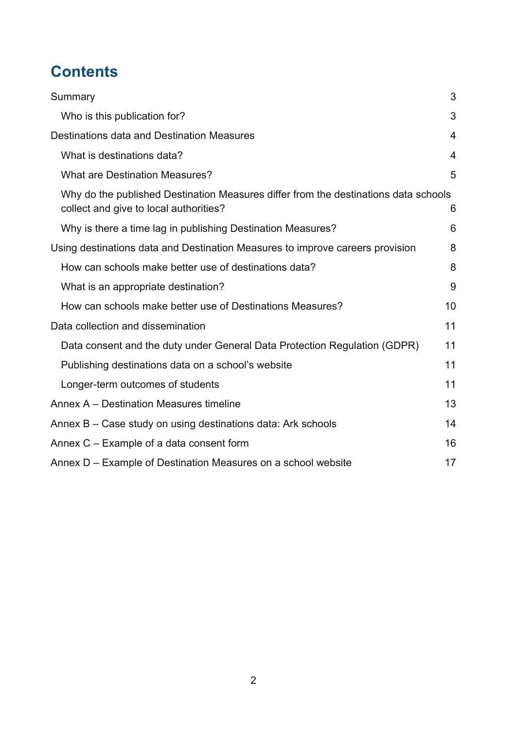# Contents

- Summary 3
  - Who is this publication for? 3
- Destinations data and Destination Measures 4
  - What is destinations data? 4
  - What are Destination Measures? 5
  - Why do the published Destination Measures differ from the destinations data schools collect and give to local authorities? 6
  - Why is there a time lag in publishing Destination Measures? 6
- Using destinations data and Destination Measures to improve careers provision 8
  - How can schools make better use of destinations data? 8
  - What is an appropriate destination? 9
  - How can schools make better use of Destinations Measures? 10
- Data collection and dissemination 11
  - Data consent and the duty under General Data Protection Regulation (GDPR) 11
  - Publishing destinations data on a school's website 11
  - Longer-term outcomes of students 11
- Annex A – Destination Measures timeline 13
- Annex B – Case study on using destinations data: Ark schools 14
- Annex C – Example of a data consent form 16
- Annex D – Example of Destination Measures on a school website 17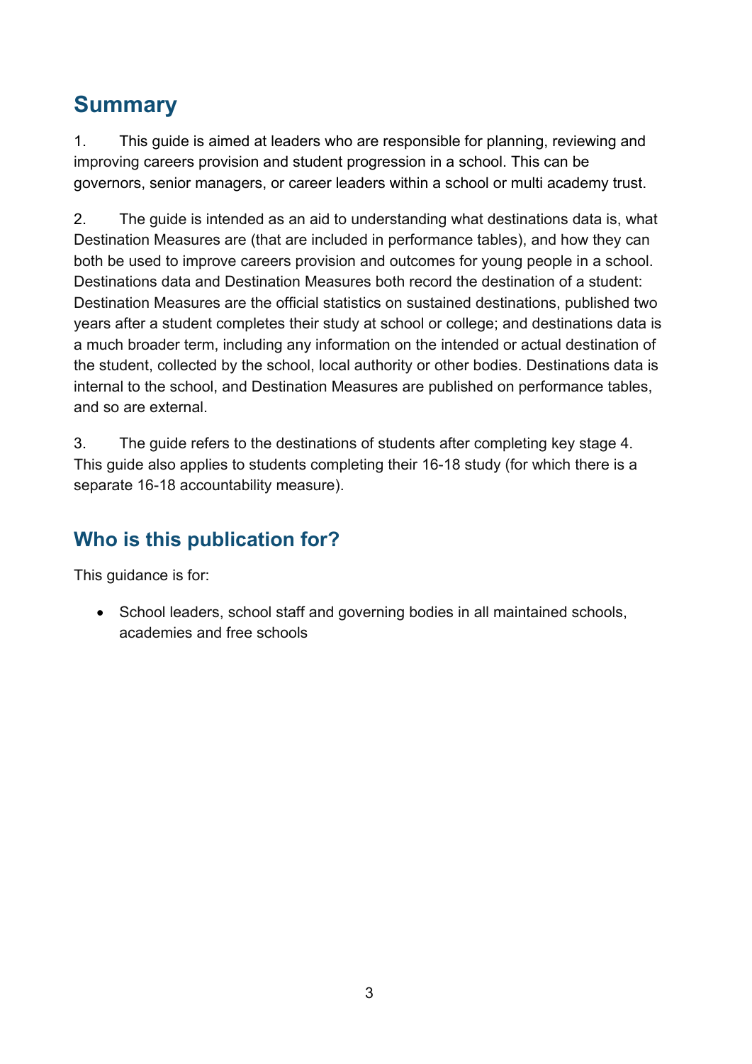## Summary

1. This guide is aimed at leaders who are responsible for planning, reviewing and improving careers provision and student progression in a school. This can be governors, senior managers, or career leaders within a school or multi academy trust.

2. The guide is intended as an aid to understanding what destinations data is, what Destination Measures are (that are included in performance tables), and how they can both be used to improve careers provision and outcomes for young people in a school. Destinations data and Destination Measures both record the destination of a student: Destination Measures are the official statistics on sustained destinations, published two years after a student completes their study at school or college; and destinations data is a much broader term, including any information on the intended or actual destination of the student, collected by the school, local authority or other bodies. Destinations data is internal to the school, and Destination Measures are published on performance tables, and so are external.

3. The guide refers to the destinations of students after completing key stage 4. This guide also applies to students completing their 16-18 study (for which there is a separate 16-18 accountability measure).

## Who is this publication for?

This guidance is for:

- School leaders, school staff and governing bodies in all maintained schools, academies and free schools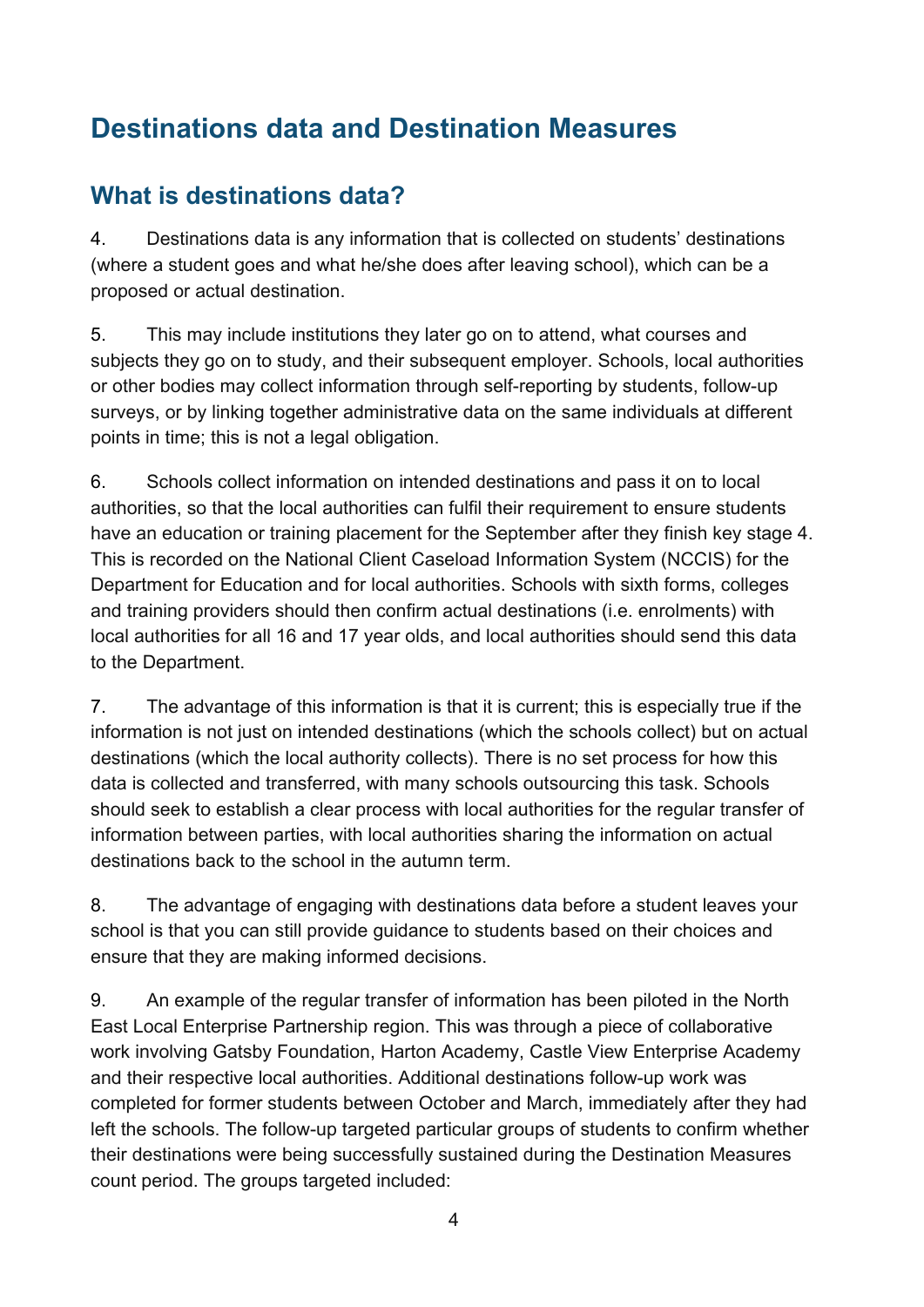# Destinations data and Destination Measures

## What is destinations data?

4. Destinations data is any information that is collected on students' destinations (where a student goes and what he/she does after leaving school), which can be a proposed or actual destination.

5. This may include institutions they later go on to attend, what courses and subjects they go on to study, and their subsequent employer. Schools, local authorities or other bodies may collect information through self-reporting by students, follow-up surveys, or by linking together administrative data on the same individuals at different points in time; this is not a legal obligation.

6. Schools collect information on intended destinations and pass it on to local authorities, so that the local authorities can fulfil their requirement to ensure students have an education or training placement for the September after they finish key stage 4. This is recorded on the National Client Caseload Information System (NCCIS) for the Department for Education and for local authorities. Schools with sixth forms, colleges and training providers should then confirm actual destinations (i.e. enrolments) with local authorities for all 16 and 17 year olds, and local authorities should send this data to the Department.

7. The advantage of this information is that it is current; this is especially true if the information is not just on intended destinations (which the schools collect) but on actual destinations (which the local authority collects). There is no set process for how this data is collected and transferred, with many schools outsourcing this task. Schools should seek to establish a clear process with local authorities for the regular transfer of information between parties, with local authorities sharing the information on actual destinations back to the school in the autumn term.

8. The advantage of engaging with destinations data before a student leaves your school is that you can still provide guidance to students based on their choices and ensure that they are making informed decisions.

9. An example of the regular transfer of information has been piloted in the North East Local Enterprise Partnership region. This was through a piece of collaborative work involving Gatsby Foundation, Harton Academy, Castle View Enterprise Academy and their respective local authorities. Additional destinations follow-up work was completed for former students between October and March, immediately after they had left the schools. The follow-up targeted particular groups of students to confirm whether their destinations were being successfully sustained during the Destination Measures count period. The groups targeted included: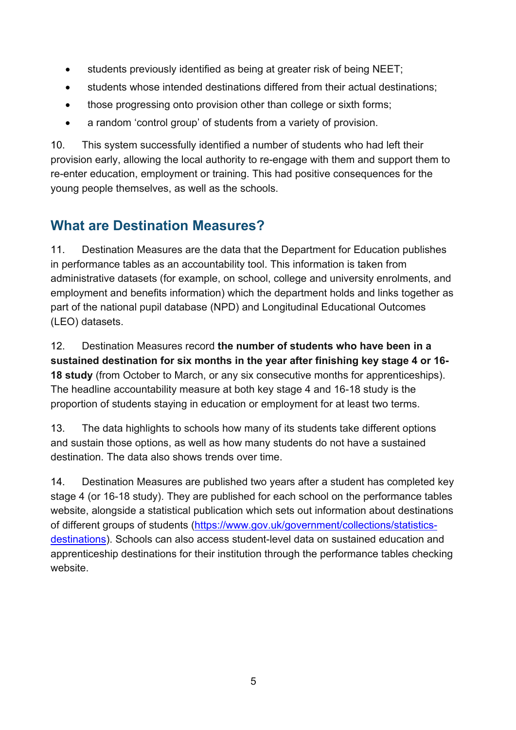- students previously identified as being at greater risk of being NEET;
- students whose intended destinations differed from their actual destinations;
- those progressing onto provision other than college or sixth forms;
- a random 'control group' of students from a variety of provision.

10. This system successfully identified a number of students who had left their provision early, allowing the local authority to re-engage with them and support them to re-enter education, employment or training. This had positive consequences for the young people themselves, as well as the schools.

## What are Destination Measures?

11. Destination Measures are the data that the Department for Education publishes in performance tables as an accountability tool. This information is taken from administrative datasets (for example, on school, college and university enrolments, and employment and benefits information) which the department holds and links together as part of the national pupil database (NPD) and Longitudinal Educational Outcomes (LEO) datasets.

12. Destination Measures record **the number of students who have been in a sustained destination for six months in the year after finishing key stage 4 or 16-18 study** (from October to March, or any six consecutive months for apprenticeships). The headline accountability measure at both key stage 4 and 16-18 study is the proportion of students staying in education or employment for at least two terms.

13. The data highlights to schools how many of its students take different options and sustain those options, as well as how many students do not have a sustained destination. The data also shows trends over time.

14. Destination Measures are published two years after a student has completed key stage 4 (or 16-18 study). They are published for each school on the performance tables website, alongside a statistical publication which sets out information about destinations of different groups of students (https://www.gov.uk/government/collections/statistics-destinations). Schools can also access student-level data on sustained education and apprenticeship destinations for their institution through the performance tables checking website.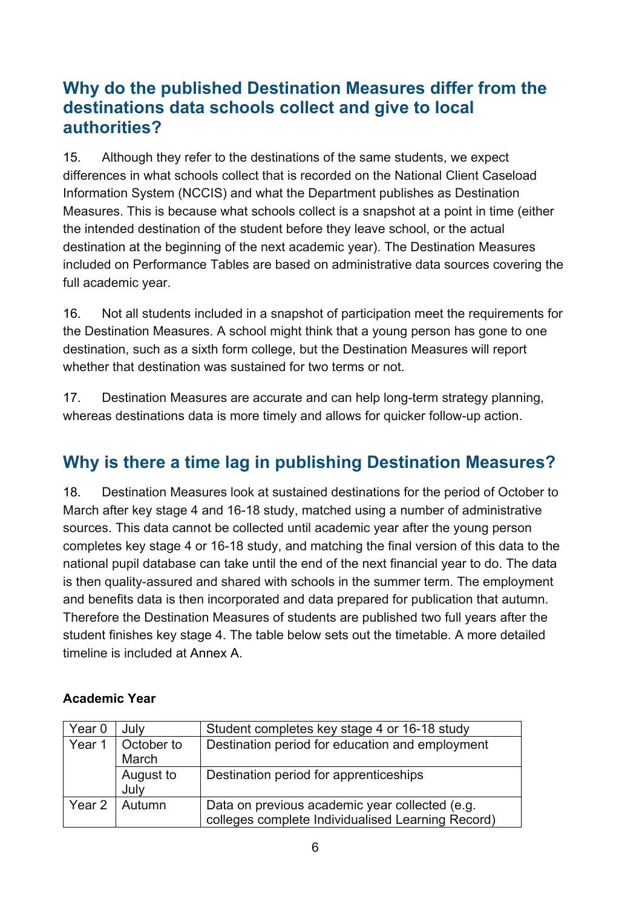## Why do the published Destination Measures differ from the destinations data schools collect and give to local authorities?

15. Although they refer to the destinations of the same students, we expect differences in what schools collect that is recorded on the National Client Caseload Information System (NCCIS) and what the Department publishes as Destination Measures. This is because what schools collect is a snapshot at a point in time (either the intended destination of the student before they leave school, or the actual destination at the beginning of the next academic year). The Destination Measures included on Performance Tables are based on administrative data sources covering the full academic year.

16. Not all students included in a snapshot of participation meet the requirements for the Destination Measures. A school might think that a young person has gone to one destination, such as a sixth form college, but the Destination Measures will report whether that destination was sustained for two terms or not.

17. Destination Measures are accurate and can help long-term strategy planning, whereas destinations data is more timely and allows for quicker follow-up action.

## Why is there a time lag in publishing Destination Measures?

18. Destination Measures look at sustained destinations for the period of October to March after key stage 4 and 16-18 study, matched using a number of administrative sources. This data cannot be collected until academic year after the young person completes key stage 4 or 16-18 study, and matching the final version of this data to the national pupil database can take until the end of the next financial year to do. The data is then quality-assured and shared with schools in the summer term. The employment and benefits data is then incorporated and data prepared for publication that autumn. Therefore the Destination Measures of students are published two full years after the student finishes key stage 4. The table below sets out the timetable. A more detailed timeline is included at Annex A.

**Academic Year**

| | | |
|---|---|---|
| Year 0 | July | Student completes key stage 4 or 16-18 study |
| Year 1 | October to March | Destination period for education and employment |
| | August to July | Destination period for apprenticeships |
| Year 2 | Autumn | Data on previous academic year collected (e.g. colleges complete Individualised Learning Record) |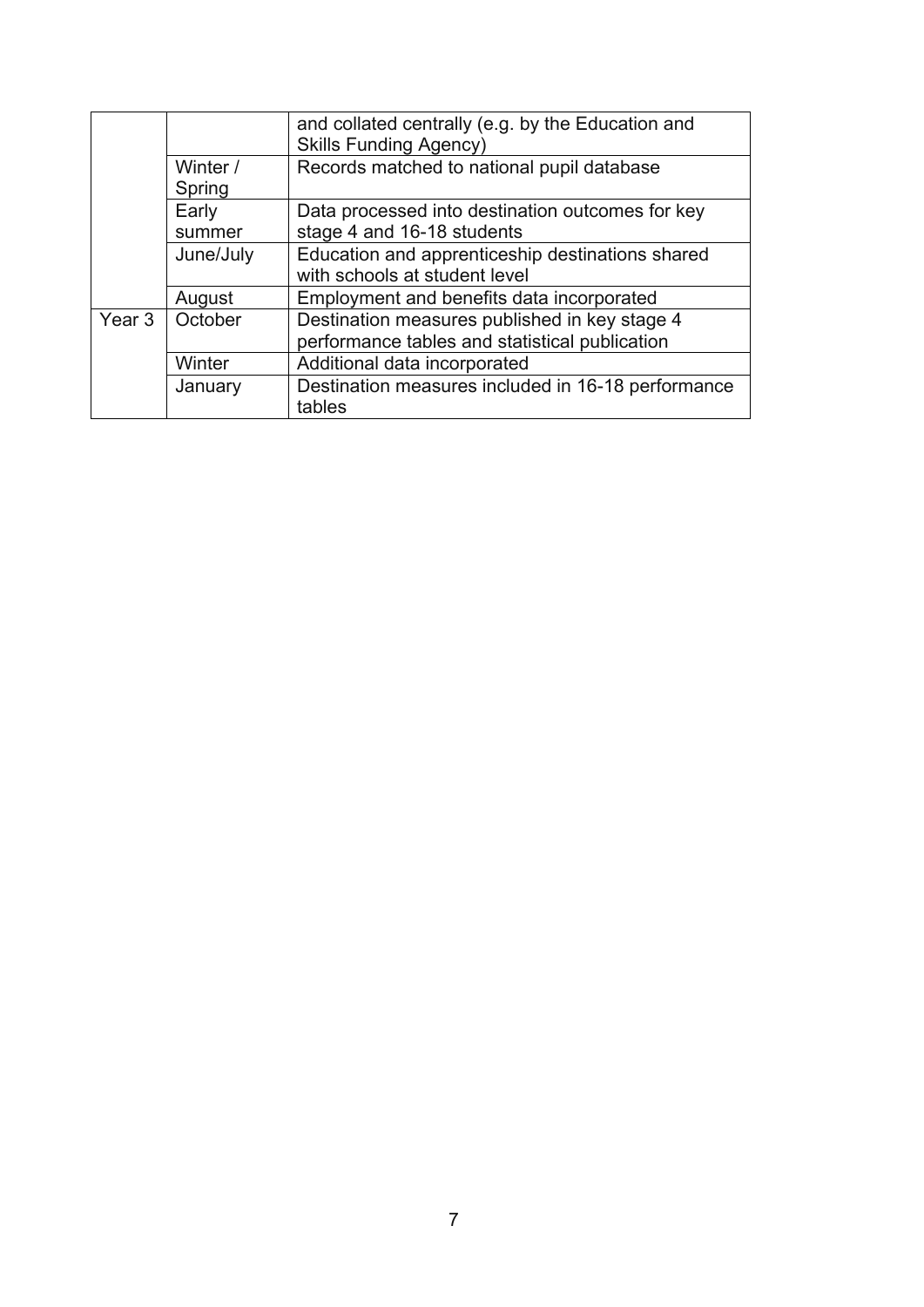| | | |
|---|---|---|
| | | and collated centrally (e.g. by the Education and Skills Funding Agency) |
| | Winter / Spring | Records matched to national pupil database |
| | Early summer | Data processed into destination outcomes for key stage 4 and 16-18 students |
| | June/July | Education and apprenticeship destinations shared with schools at student level |
| | August | Employment and benefits data incorporated |
| Year 3 | October | Destination measures published in key stage 4 performance tables and statistical publication |
| | Winter | Additional data incorporated |
| | January | Destination measures included in 16-18 performance tables |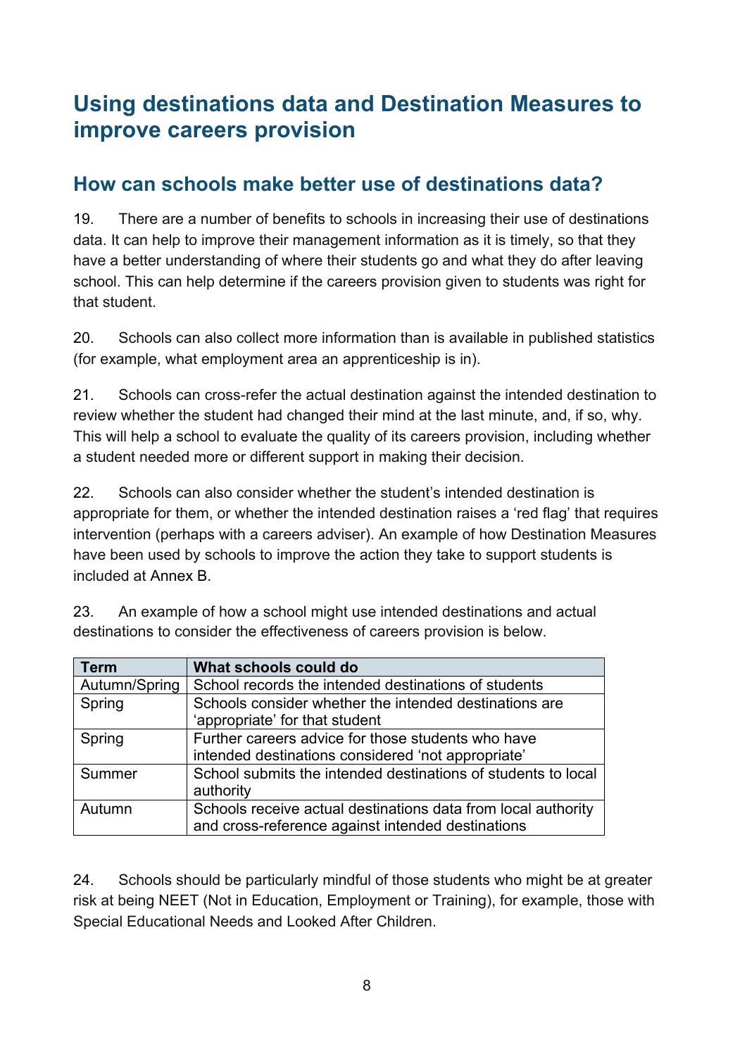# Using destinations data and Destination Measures to improve careers provision

## How can schools make better use of destinations data?

19. There are a number of benefits to schools in increasing their use of destinations data. It can help to improve their management information as it is timely, so that they have a better understanding of where their students go and what they do after leaving school. This can help determine if the careers provision given to students was right for that student.

20. Schools can also collect more information than is available in published statistics (for example, what employment area an apprenticeship is in).

21. Schools can cross-refer the actual destination against the intended destination to review whether the student had changed their mind at the last minute, and, if so, why. This will help a school to evaluate the quality of its careers provision, including whether a student needed more or different support in making their decision.

22. Schools can also consider whether the student's intended destination is appropriate for them, or whether the intended destination raises a 'red flag' that requires intervention (perhaps with a careers adviser). An example of how Destination Measures have been used by schools to improve the action they take to support students is included at Annex B.

23. An example of how a school might use intended destinations and actual destinations to consider the effectiveness of careers provision is below.

| Term | What schools could do |
|---|---|
| Autumn/Spring | School records the intended destinations of students |
| Spring | Schools consider whether the intended destinations are 'appropriate' for that student |
| Spring | Further careers advice for those students who have intended destinations considered 'not appropriate' |
| Summer | School submits the intended destinations of students to local authority |
| Autumn | Schools receive actual destinations data from local authority and cross-reference against intended destinations |

24. Schools should be particularly mindful of those students who might be at greater risk at being NEET (Not in Education, Employment or Training), for example, those with Special Educational Needs and Looked After Children.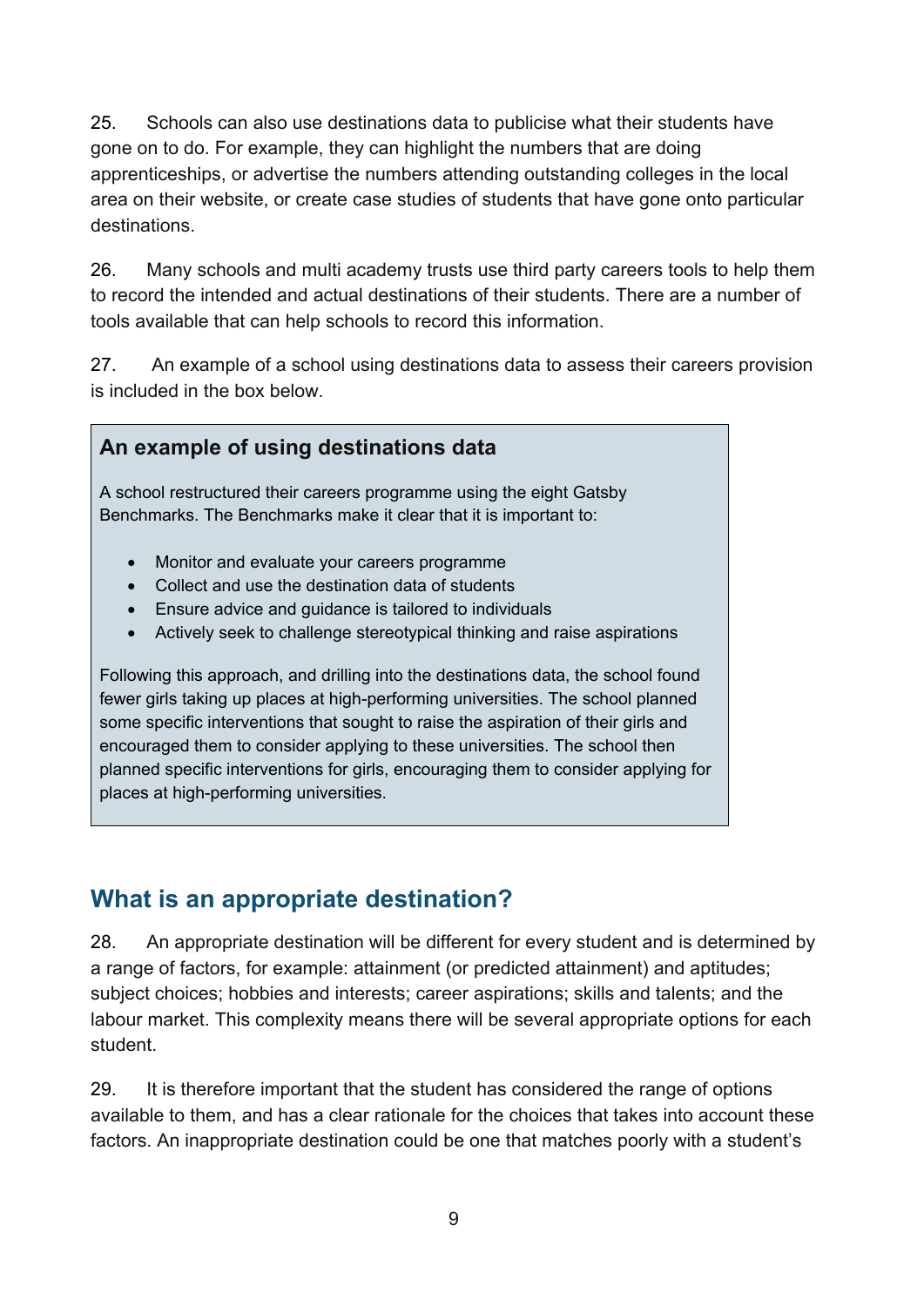25. Schools can also use destinations data to publicise what their students have gone on to do. For example, they can highlight the numbers that are doing apprenticeships, or advertise the numbers attending outstanding colleges in the local area on their website, or create case studies of students that have gone onto particular destinations.

26. Many schools and multi academy trusts use third party careers tools to help them to record the intended and actual destinations of their students. There are a number of tools available that can help schools to record this information.

27. An example of a school using destinations data to assess their careers provision is included in the box below.

> **An example of using destinations data**
>
> A school restructured their careers programme using the eight Gatsby Benchmarks. The Benchmarks make it clear that it is important to:
>
> - Monitor and evaluate your careers programme
> - Collect and use the destination data of students
> - Ensure advice and guidance is tailored to individuals
> - Actively seek to challenge stereotypical thinking and raise aspirations
>
> Following this approach, and drilling into the destinations data, the school found fewer girls taking up places at high-performing universities. The school planned some specific interventions that sought to raise the aspiration of their girls and encouraged them to consider applying to these universities. The school then planned specific interventions for girls, encouraging them to consider applying for places at high-performing universities.

## What is an appropriate destination?

28. An appropriate destination will be different for every student and is determined by a range of factors, for example: attainment (or predicted attainment) and aptitudes; subject choices; hobbies and interests; career aspirations; skills and talents; and the labour market. This complexity means there will be several appropriate options for each student.

29. It is therefore important that the student has considered the range of options available to them, and has a clear rationale for the choices that takes into account these factors. An inappropriate destination could be one that matches poorly with a student's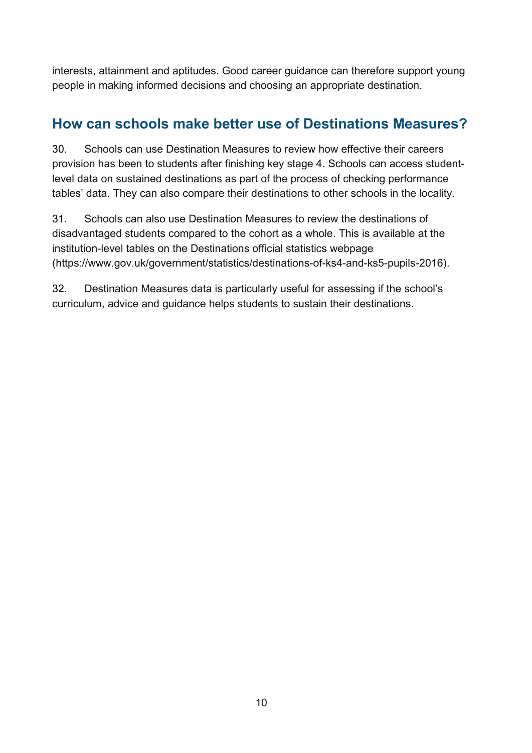interests, attainment and aptitudes. Good career guidance can therefore support young people in making informed decisions and choosing an appropriate destination.

## How can schools make better use of Destinations Measures?

30. Schools can use Destination Measures to review how effective their careers provision has been to students after finishing key stage 4. Schools can access student-level data on sustained destinations as part of the process of checking performance tables' data. They can also compare their destinations to other schools in the locality.

31. Schools can also use Destination Measures to review the destinations of disadvantaged students compared to the cohort as a whole. This is available at the institution-level tables on the Destinations official statistics webpage (https://www.gov.uk/government/statistics/destinations-of-ks4-and-ks5-pupils-2016).

32. Destination Measures data is particularly useful for assessing if the school's curriculum, advice and guidance helps students to sustain their destinations.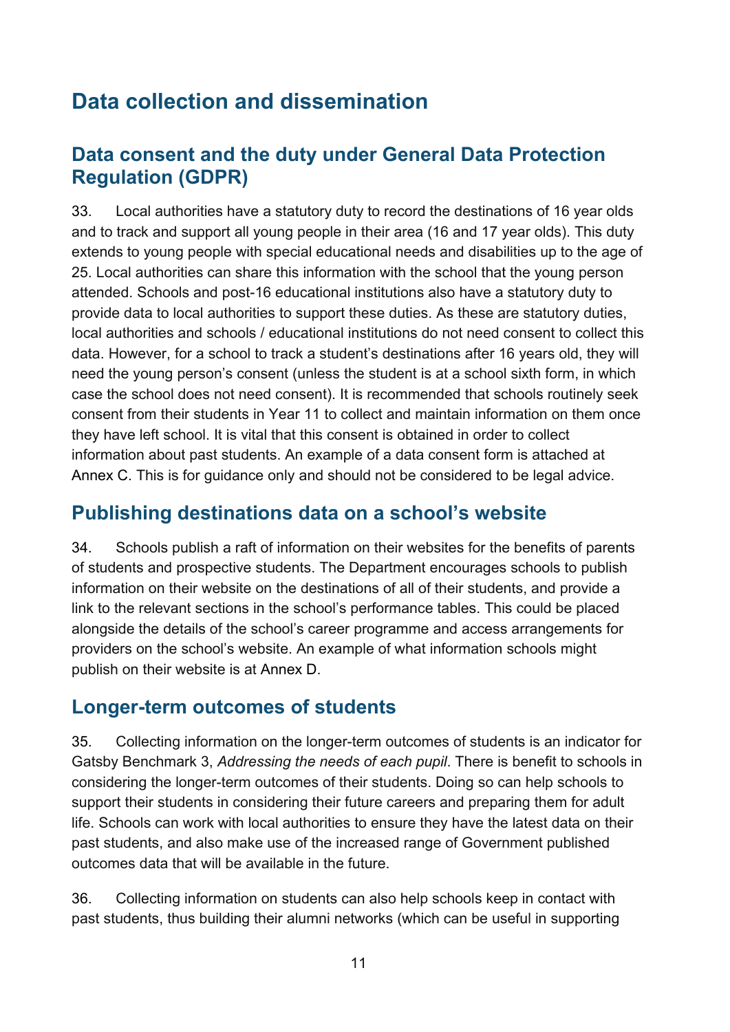# Data collection and dissemination

## Data consent and the duty under General Data Protection Regulation (GDPR)

33. Local authorities have a statutory duty to record the destinations of 16 year olds and to track and support all young people in their area (16 and 17 year olds). This duty extends to young people with special educational needs and disabilities up to the age of 25. Local authorities can share this information with the school that the young person attended. Schools and post-16 educational institutions also have a statutory duty to provide data to local authorities to support these duties. As these are statutory duties, local authorities and schools / educational institutions do not need consent to collect this data. However, for a school to track a student's destinations after 16 years old, they will need the young person's consent (unless the student is at a school sixth form, in which case the school does not need consent). It is recommended that schools routinely seek consent from their students in Year 11 to collect and maintain information on them once they have left school. It is vital that this consent is obtained in order to collect information about past students. An example of a data consent form is attached at Annex C. This is for guidance only and should not be considered to be legal advice.

## Publishing destinations data on a school's website

34. Schools publish a raft of information on their websites for the benefits of parents of students and prospective students. The Department encourages schools to publish information on their website on the destinations of all of their students, and provide a link to the relevant sections in the school's performance tables. This could be placed alongside the details of the school's career programme and access arrangements for providers on the school's website. An example of what information schools might publish on their website is at Annex D.

## Longer-term outcomes of students

35. Collecting information on the longer-term outcomes of students is an indicator for Gatsby Benchmark 3, *Addressing the needs of each pupil*. There is benefit to schools in considering the longer-term outcomes of their students. Doing so can help schools to support their students in considering their future careers and preparing them for adult life. Schools can work with local authorities to ensure they have the latest data on their past students, and also make use of the increased range of Government published outcomes data that will be available in the future.

36. Collecting information on students can also help schools keep in contact with past students, thus building their alumni networks (which can be useful in supporting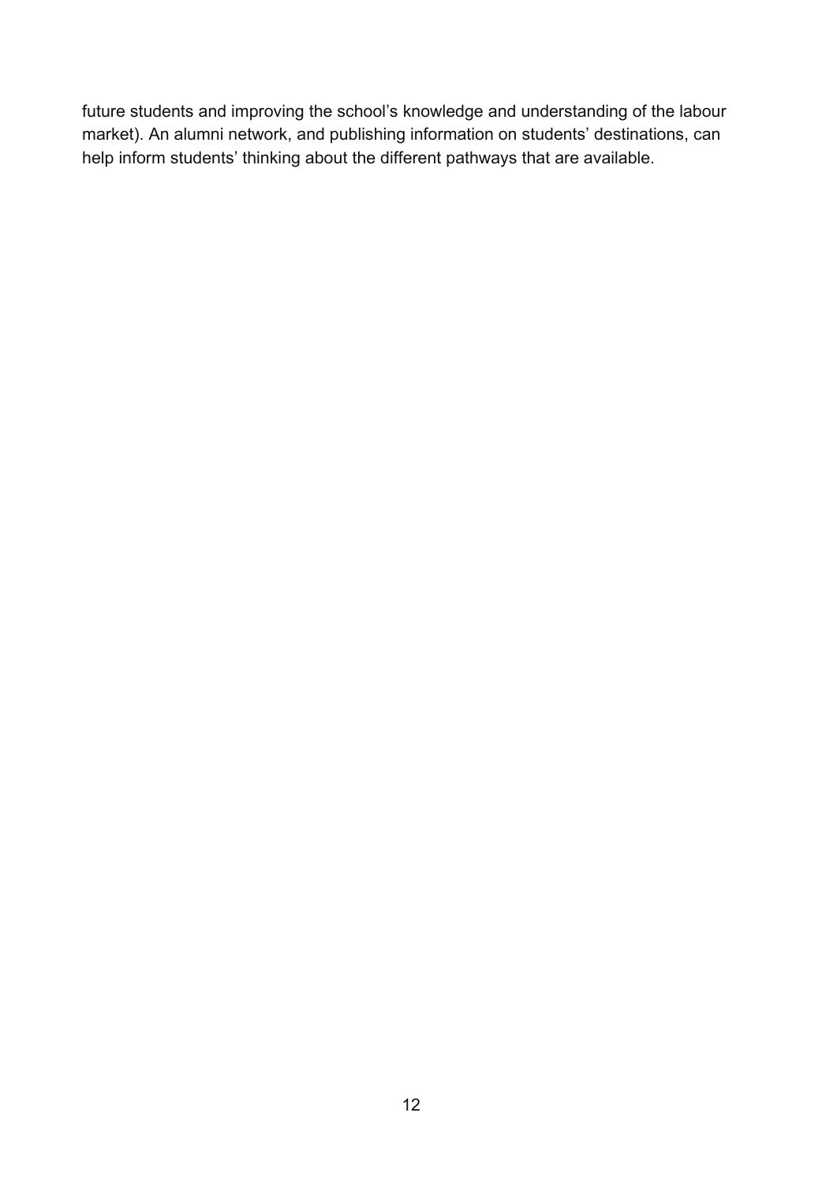future students and improving the school's knowledge and understanding of the labour market). An alumni network, and publishing information on students' destinations, can help inform students' thinking about the different pathways that are available.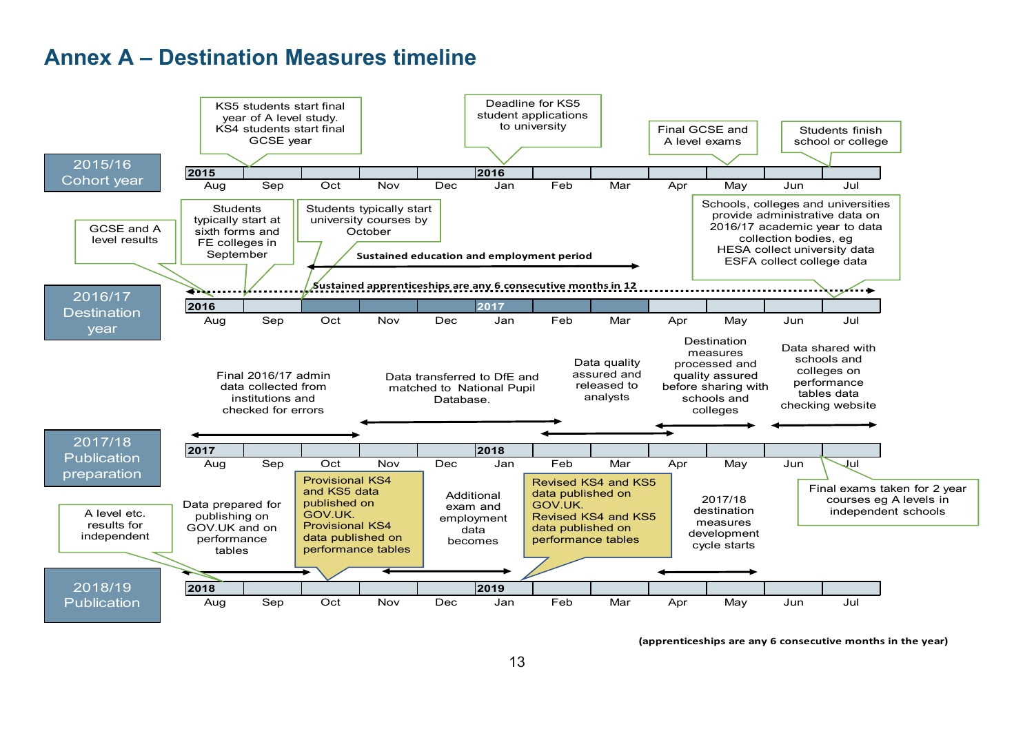# Annex A – Destination Measures timeline

## 2015/16 Cohort year

2015 Aug – Jul 2016

- Sep: KS5 students start final year of A level study. KS4 students start final GCSE year
- Jan: Deadline for KS5 student applications to university
- May: Final GCSE and A level exams
- Jul: Students finish school or college

## 2016/17 Destination year

2016 Aug – Jul 2017

- Aug: GCSE and A level results
- Sep: Students typically start at sixth forms and FE colleges in September
- Oct: Students typically start university courses by October
- Oct – Mar: Sustained education and employment period
- Aug – Jul: Sustained apprenticeships are any 6 consecutive months in 12
- Jul: Schools, colleges and universities provide administrative data on 2016/17 academic year to data collection bodies, eg HESA collect university data ESFA collect college data

## 2017/18 Publication preparation

2017 Aug – Jul 2018

- Aug – Oct: Final 2016/17 admin data collected from institutions and checked for errors
- Nov – Feb: Data transferred to DfE and matched to National Pupil Database.
- Feb – Apr: Data quality assured and released to analysts
- Apr – May: Destination measures processed and quality assured before sharing with schools and colleges
- Jun – Jul: Data shared with schools and colleges on performance tables data checking website
- Jun: Final exams taken for 2 year courses eg A levels in independent schools

## 2018/19 Publication

2018 Aug – Jul 2019

- Aug: A level etc. results for independent
- Aug – Sep: Data prepared for publishing on GOV.UK and on performance tables
- Oct: Provisional KS4 and KS5 data published on GOV.UK. Provisional KS4 data published on performance tables
- Nov – Dec: Additional exam and employment data becomes
- Jan: Revised KS4 and KS5 data published on GOV.UK. Revised KS4 and KS5 data published on performance tables
- Apr – May: 2017/18 destination measures development cycle starts

**(apprenticeships are any 6 consecutive months in the year)**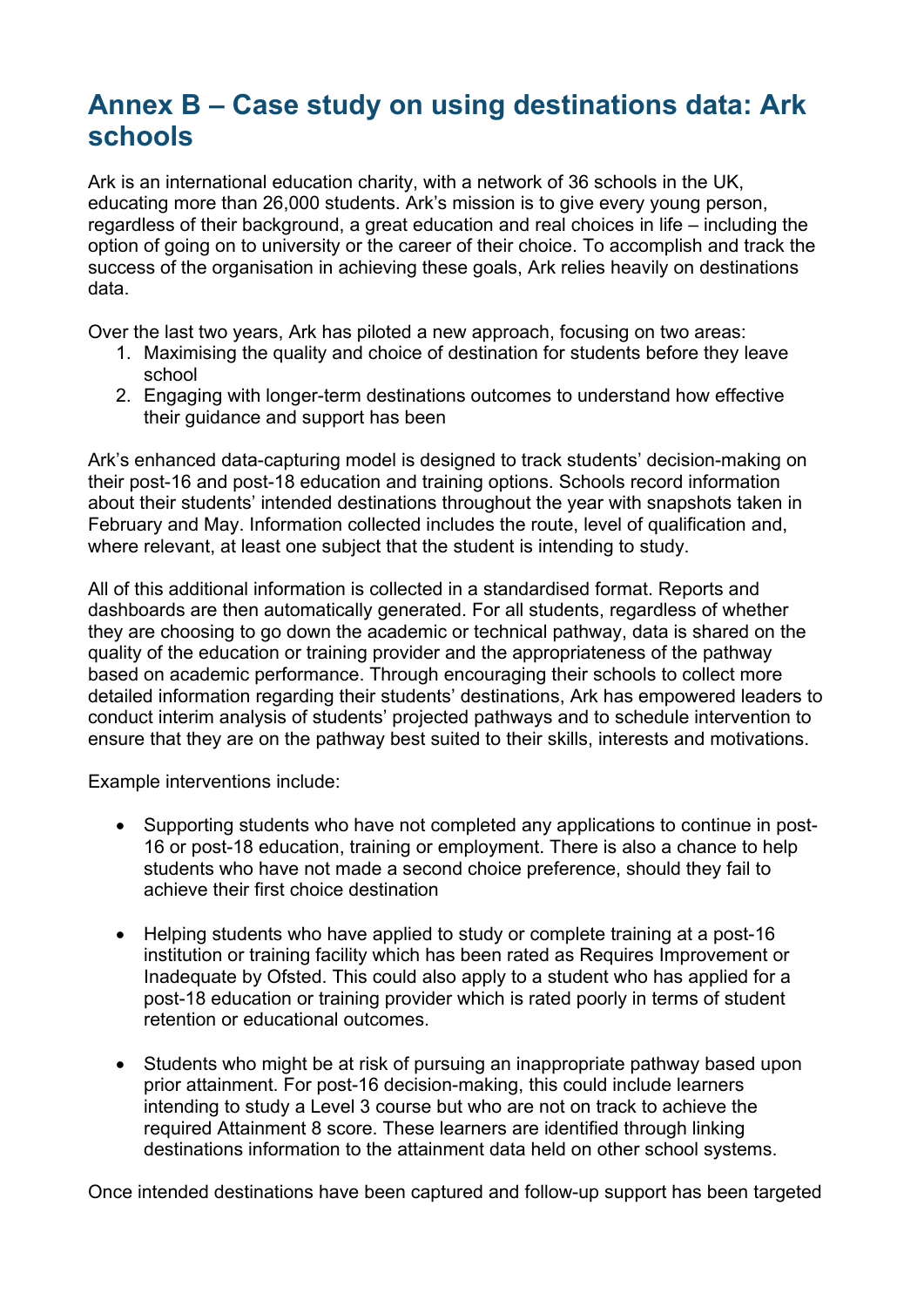# Annex B – Case study on using destinations data: Ark schools

Ark is an international education charity, with a network of 36 schools in the UK, educating more than 26,000 students. Ark's mission is to give every young person, regardless of their background, a great education and real choices in life – including the option of going on to university or the career of their choice. To accomplish and track the success of the organisation in achieving these goals, Ark relies heavily on destinations data.

Over the last two years, Ark has piloted a new approach, focusing on two areas:

1. Maximising the quality and choice of destination for students before they leave school
2. Engaging with longer-term destinations outcomes to understand how effective their guidance and support has been

Ark's enhanced data-capturing model is designed to track students' decision-making on their post-16 and post-18 education and training options. Schools record information about their students' intended destinations throughout the year with snapshots taken in February and May. Information collected includes the route, level of qualification and, where relevant, at least one subject that the student is intending to study.

All of this additional information is collected in a standardised format. Reports and dashboards are then automatically generated. For all students, regardless of whether they are choosing to go down the academic or technical pathway, data is shared on the quality of the education or training provider and the appropriateness of the pathway based on academic performance. Through encouraging their schools to collect more detailed information regarding their students' destinations, Ark has empowered leaders to conduct interim analysis of students' projected pathways and to schedule intervention to ensure that they are on the pathway best suited to their skills, interests and motivations.

Example interventions include:

- Supporting students who have not completed any applications to continue in post-16 or post-18 education, training or employment. There is also a chance to help students who have not made a second choice preference, should they fail to achieve their first choice destination

- Helping students who have applied to study or complete training at a post-16 institution or training facility which has been rated as Requires Improvement or Inadequate by Ofsted. This could also apply to a student who has applied for a post-18 education or training provider which is rated poorly in terms of student retention or educational outcomes.

- Students who might be at risk of pursuing an inappropriate pathway based upon prior attainment. For post-16 decision-making, this could include learners intending to study a Level 3 course but who are not on track to achieve the required Attainment 8 score. These learners are identified through linking destinations information to the attainment data held on other school systems.

Once intended destinations have been captured and follow-up support has been targeted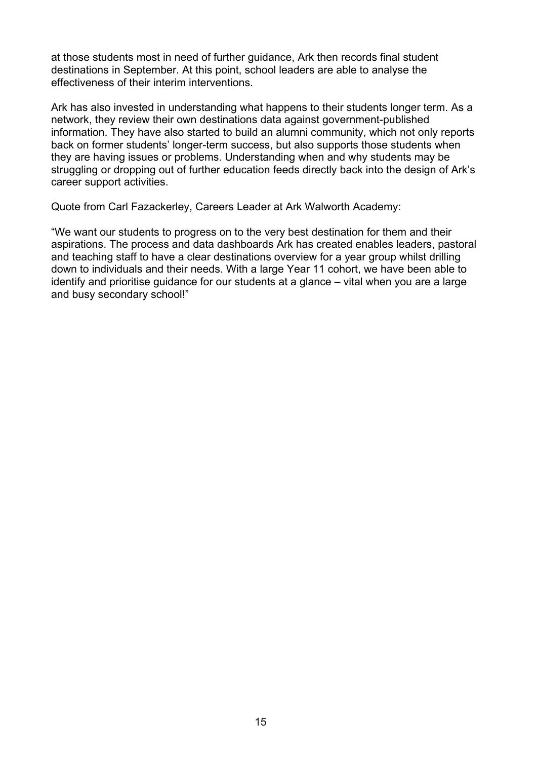at those students most in need of further guidance, Ark then records final student destinations in September. At this point, school leaders are able to analyse the effectiveness of their interim interventions.

Ark has also invested in understanding what happens to their students longer term. As a network, they review their own destinations data against government-published information. They have also started to build an alumni community, which not only reports back on former students' longer-term success, but also supports those students when they are having issues or problems. Understanding when and why students may be struggling or dropping out of further education feeds directly back into the design of Ark's career support activities.

Quote from Carl Fazackerley, Careers Leader at Ark Walworth Academy:

"We want our students to progress on to the very best destination for them and their aspirations. The process and data dashboards Ark has created enables leaders, pastoral and teaching staff to have a clear destinations overview for a year group whilst drilling down to individuals and their needs. With a large Year 11 cohort, we have been able to identify and prioritise guidance for our students at a glance – vital when you are a large and busy secondary school!"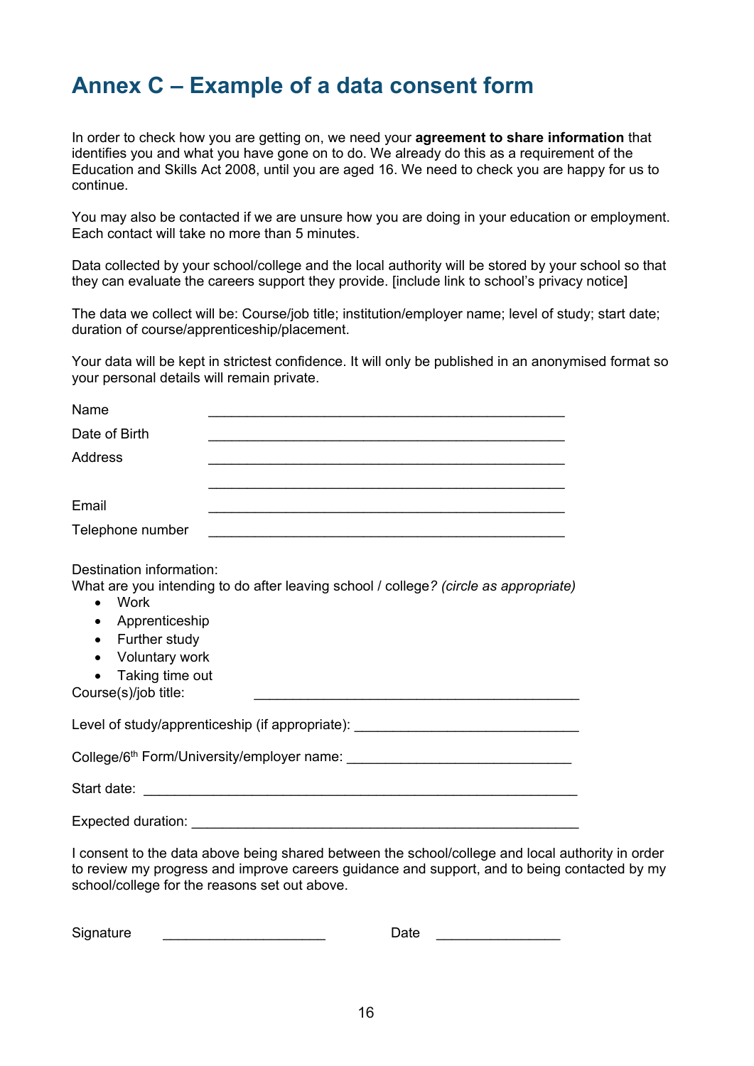# Annex C – Example of a data consent form

In order to check how you are getting on, we need your **agreement to share information** that identifies you and what you have gone on to do. We already do this as a requirement of the Education and Skills Act 2008, until you are aged 16. We need to check you are happy for us to continue.

You may also be contacted if we are unsure how you are doing in your education or employment. Each contact will take no more than 5 minutes.

Data collected by your school/college and the local authority will be stored by your school so that they can evaluate the careers support they provide. [include link to school's privacy notice]

The data we collect will be: Course/job title; institution/employer name; level of study; start date; duration of course/apprenticeship/placement.

Your data will be kept in strictest confidence. It will only be published in an anonymised format so your personal details will remain private.

Name ______________________________________________

Date of Birth ______________________________________________

Address ______________________________________________

______________________________________________

Email ______________________________________________

Telephone number ______________________________________________

Destination information:
What are you intending to do after leaving school / college*? (circle as appropriate)*

- Work
- Apprenticeship
- Further study
- Voluntary work
- Taking time out

Course(s)/job title: __________________________________________

Level of study/apprenticeship (if appropriate): ____________________________

College/6th Form/University/employer name: ____________________________

Start date: ________________________________________________________

Expected duration: ___________________________________________________

I consent to the data above being shared between the school/college and local authority in order to review my progress and improve careers guidance and support, and to being contacted by my school/college for the reasons set out above.

Signature _____________________ Date ________________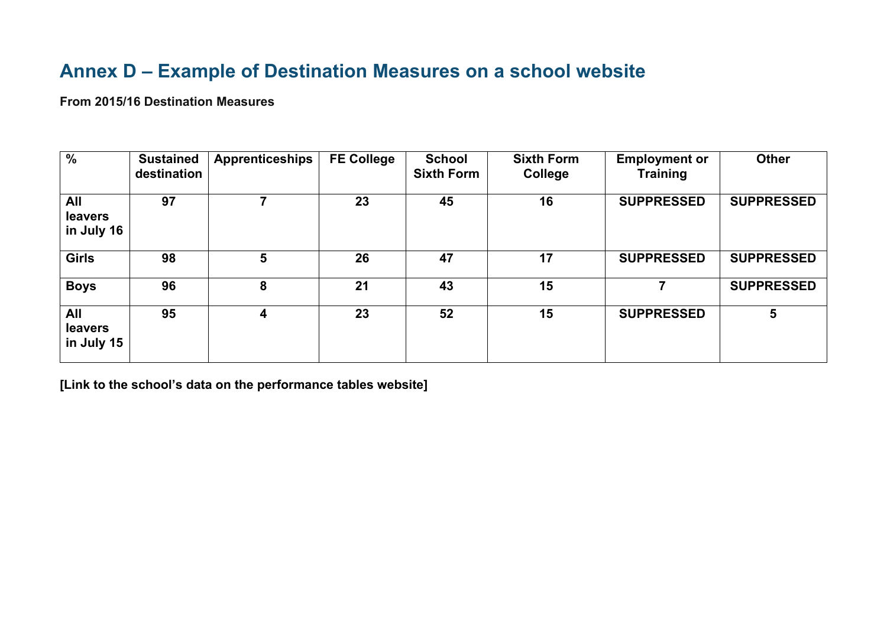## Annex D – Example of Destination Measures on a school website

**From 2015/16 Destination Measures**

| % | Sustained destination | Apprenticeships | FE College | School Sixth Form | Sixth Form College | Employment or Training | Other |
|---|---|---|---|---|---|---|---|
| **All leavers in July 16** | 97 | 7 | 23 | 45 | 16 | SUPPRESSED | SUPPRESSED |
| **Girls** | 98 | 5 | 26 | 47 | 17 | SUPPRESSED | SUPPRESSED |
| **Boys** | 96 | 8 | 21 | 43 | 15 | 7 | SUPPRESSED |
| **All leavers in July 15** | 95 | 4 | 23 | 52 | 15 | SUPPRESSED | 5 |

**[Link to the school's data on the performance tables website]**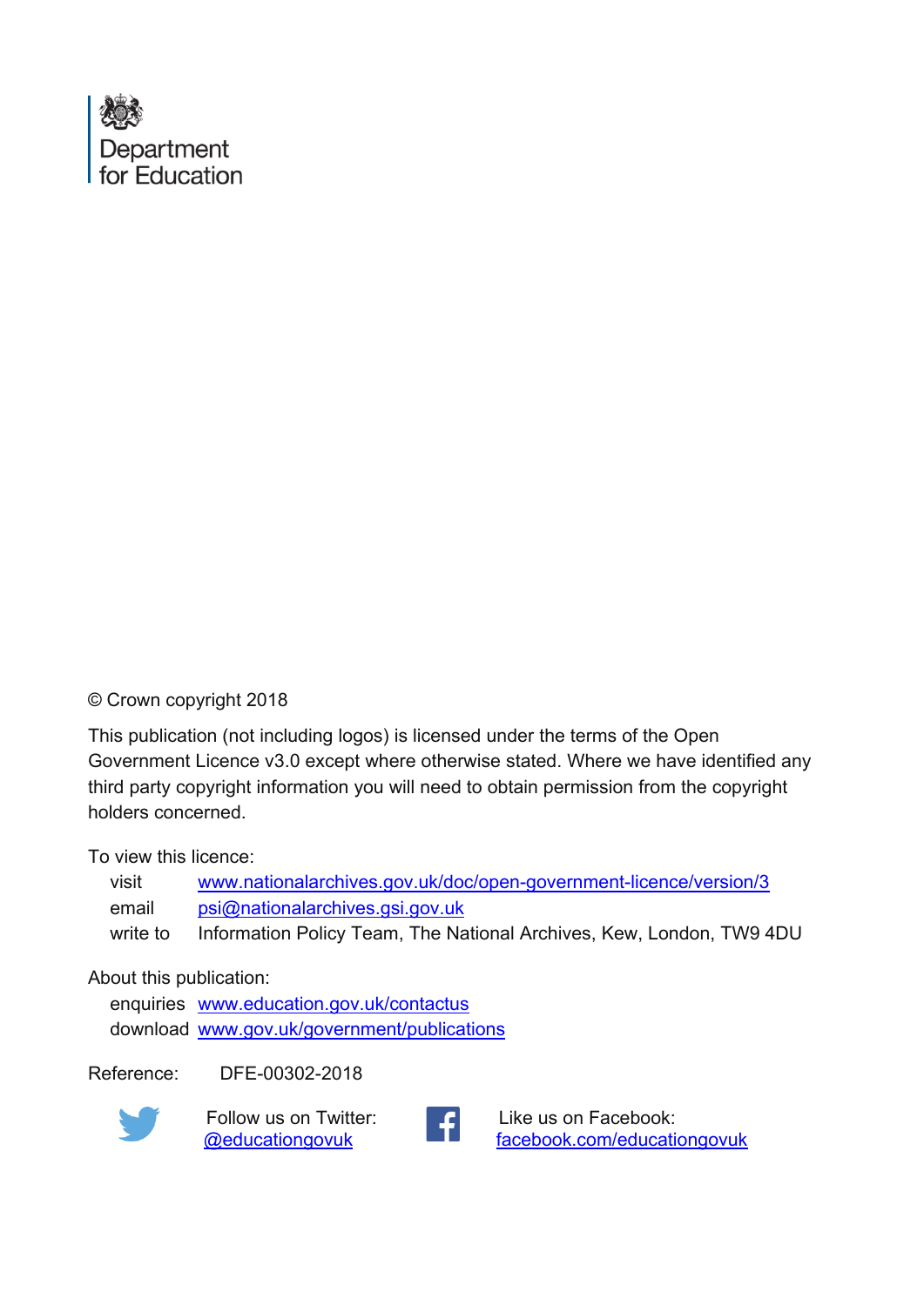Department for Education

© Crown copyright 2018

This publication (not including logos) is licensed under the terms of the Open Government Licence v3.0 except where otherwise stated. Where we have identified any third party copyright information you will need to obtain permission from the copyright holders concerned.

To view this licence:

visit www.nationalarchives.gov.uk/doc/open-government-licence/version/3
email psi@nationalarchives.gsi.gov.uk
write to Information Policy Team, The National Archives, Kew, London, TW9 4DU

About this publication:

enquiries www.education.gov.uk/contactus
download www.gov.uk/government/publications

Reference: DFE-00302-2018

Follow us on Twitter: @educationgovuk

Like us on Facebook: facebook.com/educationgovuk